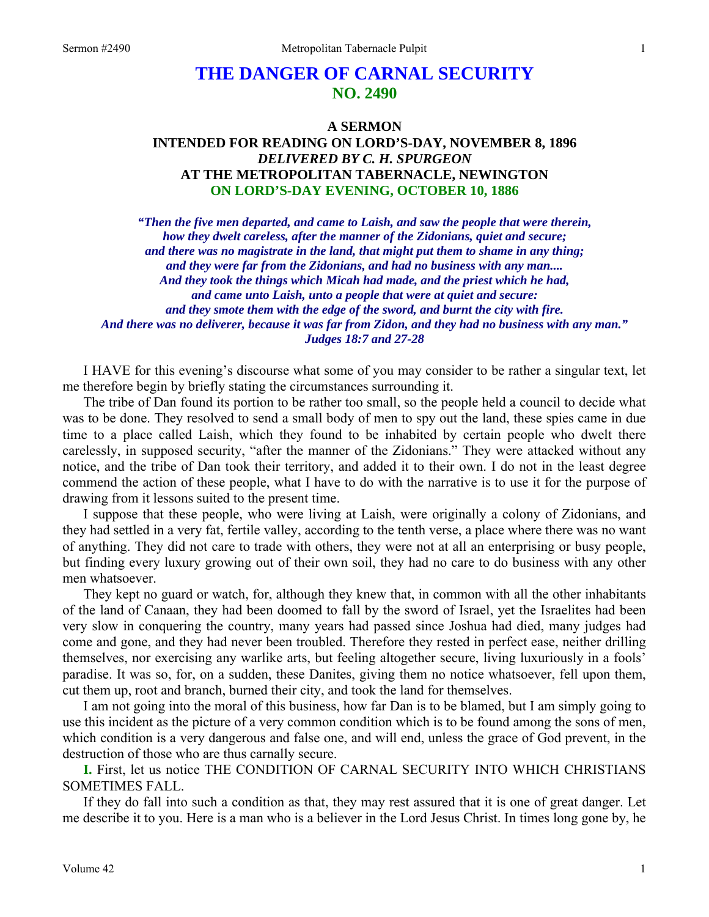# THE DANGER OF CARNAL SECURITY
## NO. 2490

### A SERMON
### INTENDED FOR READING ON LORD'S-DAY, NOVEMBER 8, 1896
### *DELIVERED BY C. H. SPURGEON*
### AT THE METROPOLITAN TABERNACLE, NEWINGTON
### ON LORD'S-DAY EVENING, OCTOBER 10, 1886

***"Then the five men departed, and came to Laish, and saw the people that were therein, how they dwelt careless, after the manner of the Zidonians, quiet and secure; and there was no magistrate in the land, that might put them to shame in any thing; and they were far from the Zidonians, and had no business with any man.... And they took the things which Micah had made, and the priest which he had, and came unto Laish, unto a people that were at quiet and secure: and they smote them with the edge of the sword, and burnt the city with fire. And there was no deliverer, because it was far from Zidon, and they had no business with any man." Judges 18:7 and 27-28***

I HAVE for this evening's discourse what some of you may consider to be rather a singular text, let me therefore begin by briefly stating the circumstances surrounding it.

The tribe of Dan found its portion to be rather too small, so the people held a council to decide what was to be done. They resolved to send a small body of men to spy out the land, these spies came in due time to a place called Laish, which they found to be inhabited by certain people who dwelt there carelessly, in supposed security, "after the manner of the Zidonians." They were attacked without any notice, and the tribe of Dan took their territory, and added it to their own. I do not in the least degree commend the action of these people, what I have to do with the narrative is to use it for the purpose of drawing from it lessons suited to the present time.

I suppose that these people, who were living at Laish, were originally a colony of Zidonians, and they had settled in a very fat, fertile valley, according to the tenth verse, a place where there was no want of anything. They did not care to trade with others, they were not at all an enterprising or busy people, but finding every luxury growing out of their own soil, they had no care to do business with any other men whatsoever.

They kept no guard or watch, for, although they knew that, in common with all the other inhabitants of the land of Canaan, they had been doomed to fall by the sword of Israel, yet the Israelites had been very slow in conquering the country, many years had passed since Joshua had died, many judges had come and gone, and they had never been troubled. Therefore they rested in perfect ease, neither drilling themselves, nor exercising any warlike arts, but feeling altogether secure, living luxuriously in a fools' paradise. It was so, for, on a sudden, these Danites, giving them no notice whatsoever, fell upon them, cut them up, root and branch, burned their city, and took the land for themselves.

I am not going into the moral of this business, how far Dan is to be blamed, but I am simply going to use this incident as the picture of a very common condition which is to be found among the sons of men, which condition is a very dangerous and false one, and will end, unless the grace of God prevent, in the destruction of those who are thus carnally secure.

**I.** First, let us notice THE CONDITION OF CARNAL SECURITY INTO WHICH CHRISTIANS SOMETIMES FALL.

If they do fall into such a condition as that, they may rest assured that it is one of great danger. Let me describe it to you. Here is a man who is a believer in the Lord Jesus Christ. In times long gone by, he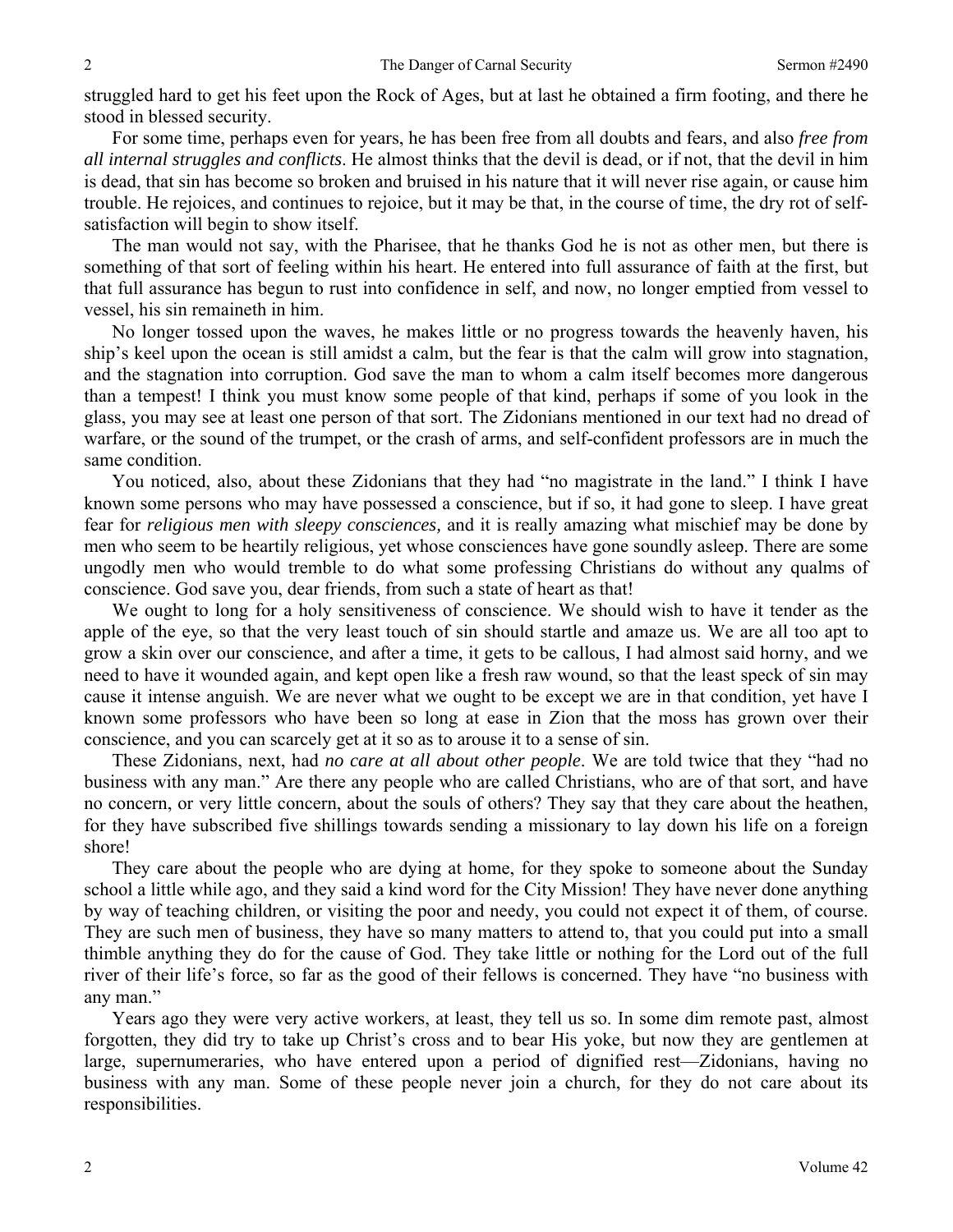struggled hard to get his feet upon the Rock of Ages, but at last he obtained a firm footing, and there he stood in blessed security.

For some time, perhaps even for years, he has been free from all doubts and fears, and also *free from all internal struggles and conflicts*. He almost thinks that the devil is dead, or if not, that the devil in him is dead, that sin has become so broken and bruised in his nature that it will never rise again, or cause him trouble. He rejoices, and continues to rejoice, but it may be that, in the course of time, the dry rot of self-satisfaction will begin to show itself.

The man would not say, with the Pharisee, that he thanks God he is not as other men, but there is something of that sort of feeling within his heart. He entered into full assurance of faith at the first, but that full assurance has begun to rust into confidence in self, and now, no longer emptied from vessel to vessel, his sin remaineth in him.

No longer tossed upon the waves, he makes little or no progress towards the heavenly haven, his ship's keel upon the ocean is still amidst a calm, but the fear is that the calm will grow into stagnation, and the stagnation into corruption. God save the man to whom a calm itself becomes more dangerous than a tempest! I think you must know some people of that kind, perhaps if some of you look in the glass, you may see at least one person of that sort. The Zidonians mentioned in our text had no dread of warfare, or the sound of the trumpet, or the crash of arms, and self-confident professors are in much the same condition.

You noticed, also, about these Zidonians that they had "no magistrate in the land." I think I have known some persons who may have possessed a conscience, but if so, it had gone to sleep. I have great fear for *religious men with sleepy consciences,* and it is really amazing what mischief may be done by men who seem to be heartily religious, yet whose consciences have gone soundly asleep. There are some ungodly men who would tremble to do what some professing Christians do without any qualms of conscience. God save you, dear friends, from such a state of heart as that!

We ought to long for a holy sensitiveness of conscience. We should wish to have it tender as the apple of the eye, so that the very least touch of sin should startle and amaze us. We are all too apt to grow a skin over our conscience, and after a time, it gets to be callous, I had almost said horny, and we need to have it wounded again, and kept open like a fresh raw wound, so that the least speck of sin may cause it intense anguish. We are never what we ought to be except we are in that condition, yet have I known some professors who have been so long at ease in Zion that the moss has grown over their conscience, and you can scarcely get at it so as to arouse it to a sense of sin.

These Zidonians, next, had *no care at all about other people*. We are told twice that they "had no business with any man." Are there any people who are called Christians, who are of that sort, and have no concern, or very little concern, about the souls of others? They say that they care about the heathen, for they have subscribed five shillings towards sending a missionary to lay down his life on a foreign shore!

They care about the people who are dying at home, for they spoke to someone about the Sunday school a little while ago, and they said a kind word for the City Mission! They have never done anything by way of teaching children, or visiting the poor and needy, you could not expect it of them, of course. They are such men of business, they have so many matters to attend to, that you could put into a small thimble anything they do for the cause of God. They take little or nothing for the Lord out of the full river of their life's force, so far as the good of their fellows is concerned. They have "no business with any man."

Years ago they were very active workers, at least, they tell us so. In some dim remote past, almost forgotten, they did try to take up Christ's cross and to bear His yoke, but now they are gentlemen at large, supernumeraries, who have entered upon a period of dignified rest—Zidonians, having no business with any man. Some of these people never join a church, for they do not care about its responsibilities.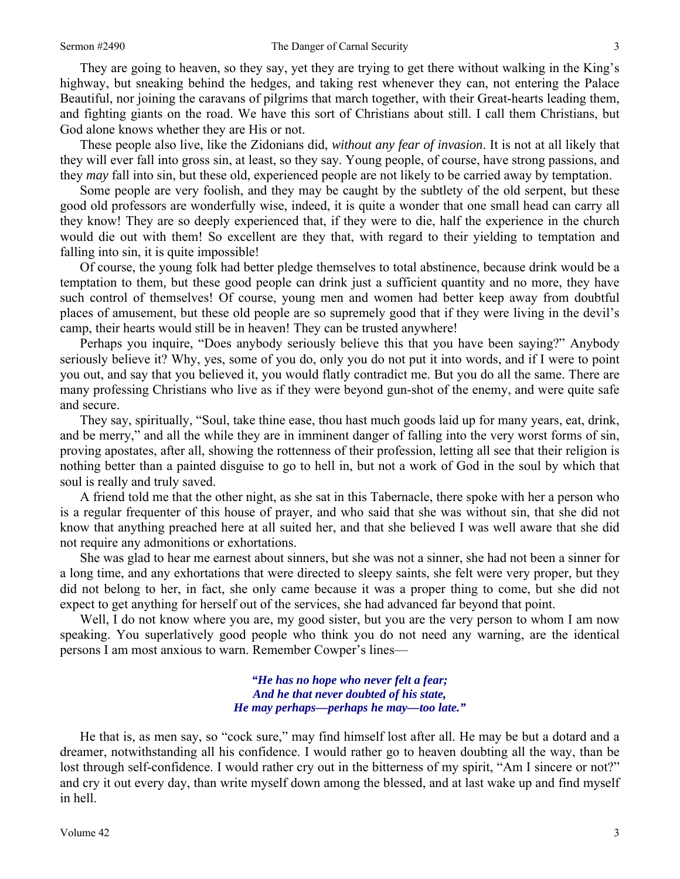They are going to heaven, so they say, yet they are trying to get there without walking in the King's highway, but sneaking behind the hedges, and taking rest whenever they can, not entering the Palace Beautiful, nor joining the caravans of pilgrims that march together, with their Great-hearts leading them, and fighting giants on the road. We have this sort of Christians about still. I call them Christians, but God alone knows whether they are His or not.

These people also live, like the Zidonians did, *without any fear of invasion*. It is not at all likely that they will ever fall into gross sin, at least, so they say. Young people, of course, have strong passions, and they *may* fall into sin, but these old, experienced people are not likely to be carried away by temptation.

Some people are very foolish, and they may be caught by the subtlety of the old serpent, but these good old professors are wonderfully wise, indeed, it is quite a wonder that one small head can carry all they know! They are so deeply experienced that, if they were to die, half the experience in the church would die out with them! So excellent are they that, with regard to their yielding to temptation and falling into sin, it is quite impossible!

Of course, the young folk had better pledge themselves to total abstinence, because drink would be a temptation to them, but these good people can drink just a sufficient quantity and no more, they have such control of themselves! Of course, young men and women had better keep away from doubtful places of amusement, but these old people are so supremely good that if they were living in the devil's camp, their hearts would still be in heaven! They can be trusted anywhere!

Perhaps you inquire, "Does anybody seriously believe this that you have been saying?" Anybody seriously believe it? Why, yes, some of you do, only you do not put it into words, and if I were to point you out, and say that you believed it, you would flatly contradict me. But you do all the same. There are many professing Christians who live as if they were beyond gun-shot of the enemy, and were quite safe and secure.

They say, spiritually, "Soul, take thine ease, thou hast much goods laid up for many years, eat, drink, and be merry," and all the while they are in imminent danger of falling into the very worst forms of sin, proving apostates, after all, showing the rottenness of their profession, letting all see that their religion is nothing better than a painted disguise to go to hell in, but not a work of God in the soul by which that soul is really and truly saved.

A friend told me that the other night, as she sat in this Tabernacle, there spoke with her a person who is a regular frequenter of this house of prayer, and who said that she was without sin, that she did not know that anything preached here at all suited her, and that she believed I was well aware that she did not require any admonitions or exhortations.

She was glad to hear me earnest about sinners, but she was not a sinner, she had not been a sinner for a long time, and any exhortations that were directed to sleepy saints, she felt were very proper, but they did not belong to her, in fact, she only came because it was a proper thing to come, but she did not expect to get anything for herself out of the services, she had advanced far beyond that point.

Well, I do not know where you are, my good sister, but you are the very person to whom I am now speaking. You superlatively good people who think you do not need any warning, are the identical persons I am most anxious to warn. Remember Cowper's lines—

> ***"He has no hope who never felt a fear;***
> ***And he that never doubted of his state,***
> ***He may perhaps—perhaps he may—too late."***

He that is, as men say, so "cock sure," may find himself lost after all. He may be but a dotard and a dreamer, notwithstanding all his confidence. I would rather go to heaven doubting all the way, than be lost through self-confidence. I would rather cry out in the bitterness of my spirit, "Am I sincere or not?" and cry it out every day, than write myself down among the blessed, and at last wake up and find myself in hell.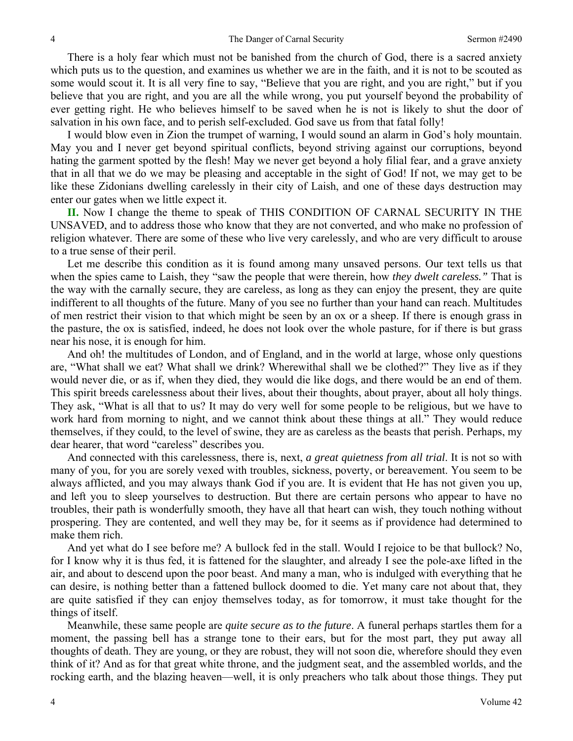There is a holy fear which must not be banished from the church of God, there is a sacred anxiety which puts us to the question, and examines us whether we are in the faith, and it is not to be scouted as some would scout it. It is all very fine to say, "Believe that you are right, and you are right," but if you believe that you are right, and you are all the while wrong, you put yourself beyond the probability of ever getting right. He who believes himself to be saved when he is not is likely to shut the door of salvation in his own face, and to perish self-excluded. God save us from that fatal folly!

I would blow even in Zion the trumpet of warning, I would sound an alarm in God's holy mountain. May you and I never get beyond spiritual conflicts, beyond striving against our corruptions, beyond hating the garment spotted by the flesh! May we never get beyond a holy filial fear, and a grave anxiety that in all that we do we may be pleasing and acceptable in the sight of God! If not, we may get to be like these Zidonians dwelling carelessly in their city of Laish, and one of these days destruction may enter our gates when we little expect it.

**II.** Now I change the theme to speak of THIS CONDITION OF CARNAL SECURITY IN THE UNSAVED, and to address those who know that they are not converted, and who make no profession of religion whatever. There are some of these who live very carelessly, and who are very difficult to arouse to a true sense of their peril.

Let me describe this condition as it is found among many unsaved persons. Our text tells us that when the spies came to Laish, they "saw the people that were therein, how *they dwelt careless."* That is the way with the carnally secure, they are careless, as long as they can enjoy the present, they are quite indifferent to all thoughts of the future. Many of you see no further than your hand can reach. Multitudes of men restrict their vision to that which might be seen by an ox or a sheep. If there is enough grass in the pasture, the ox is satisfied, indeed, he does not look over the whole pasture, for if there is but grass near his nose, it is enough for him.

And oh! the multitudes of London, and of England, and in the world at large, whose only questions are, "What shall we eat? What shall we drink? Wherewithal shall we be clothed?" They live as if they would never die, or as if, when they died, they would die like dogs, and there would be an end of them. This spirit breeds carelessness about their lives, about their thoughts, about prayer, about all holy things. They ask, "What is all that to us? It may do very well for some people to be religious, but we have to work hard from morning to night, and we cannot think about these things at all." They would reduce themselves, if they could, to the level of swine, they are as careless as the beasts that perish. Perhaps, my dear hearer, that word "careless" describes you.

And connected with this carelessness, there is, next, *a great quietness from all trial*. It is not so with many of you, for you are sorely vexed with troubles, sickness, poverty, or bereavement. You seem to be always afflicted, and you may always thank God if you are. It is evident that He has not given you up, and left you to sleep yourselves to destruction. But there are certain persons who appear to have no troubles, their path is wonderfully smooth, they have all that heart can wish, they touch nothing without prospering. They are contented, and well they may be, for it seems as if providence had determined to make them rich.

And yet what do I see before me? A bullock fed in the stall. Would I rejoice to be that bullock? No, for I know why it is thus fed, it is fattened for the slaughter, and already I see the pole-axe lifted in the air, and about to descend upon the poor beast. And many a man, who is indulged with everything that he can desire, is nothing better than a fattened bullock doomed to die. Yet many care not about that, they are quite satisfied if they can enjoy themselves today, as for tomorrow, it must take thought for the things of itself.

Meanwhile, these same people are *quite secure as to the future*. A funeral perhaps startles them for a moment, the passing bell has a strange tone to their ears, but for the most part, they put away all thoughts of death. They are young, or they are robust, they will not soon die, wherefore should they even think of it? And as for that great white throne, and the judgment seat, and the assembled worlds, and the rocking earth, and the blazing heaven—well, it is only preachers who talk about those things. They put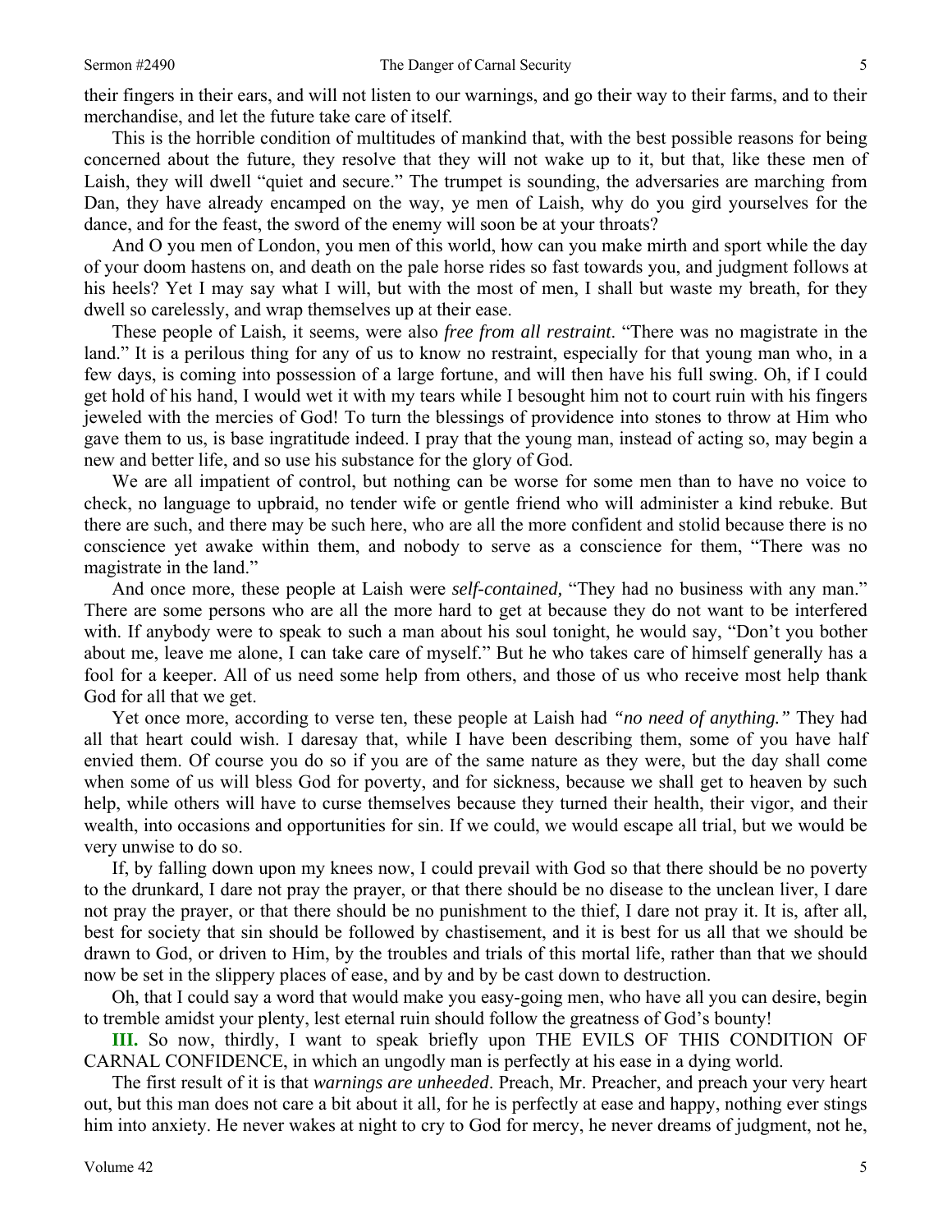their fingers in their ears, and will not listen to our warnings, and go their way to their farms, and to their merchandise, and let the future take care of itself.

This is the horrible condition of multitudes of mankind that, with the best possible reasons for being concerned about the future, they resolve that they will not wake up to it, but that, like these men of Laish, they will dwell "quiet and secure." The trumpet is sounding, the adversaries are marching from Dan, they have already encamped on the way, ye men of Laish, why do you gird yourselves for the dance, and for the feast, the sword of the enemy will soon be at your throats?

And O you men of London, you men of this world, how can you make mirth and sport while the day of your doom hastens on, and death on the pale horse rides so fast towards you, and judgment follows at his heels? Yet I may say what I will, but with the most of men, I shall but waste my breath, for they dwell so carelessly, and wrap themselves up at their ease.

These people of Laish, it seems, were also *free from all restraint*. "There was no magistrate in the land." It is a perilous thing for any of us to know no restraint, especially for that young man who, in a few days, is coming into possession of a large fortune, and will then have his full swing. Oh, if I could get hold of his hand, I would wet it with my tears while I besought him not to court ruin with his fingers jeweled with the mercies of God! To turn the blessings of providence into stones to throw at Him who gave them to us, is base ingratitude indeed. I pray that the young man, instead of acting so, may begin a new and better life, and so use his substance for the glory of God.

We are all impatient of control, but nothing can be worse for some men than to have no voice to check, no language to upbraid, no tender wife or gentle friend who will administer a kind rebuke. But there are such, and there may be such here, who are all the more confident and stolid because there is no conscience yet awake within them, and nobody to serve as a conscience for them, "There was no magistrate in the land."

And once more, these people at Laish were *self-contained,* "They had no business with any man." There are some persons who are all the more hard to get at because they do not want to be interfered with. If anybody were to speak to such a man about his soul tonight, he would say, "Don't you bother about me, leave me alone, I can take care of myself." But he who takes care of himself generally has a fool for a keeper. All of us need some help from others, and those of us who receive most help thank God for all that we get.

Yet once more, according to verse ten, these people at Laish had *"no need of anything."* They had all that heart could wish. I daresay that, while I have been describing them, some of you have half envied them. Of course you do so if you are of the same nature as they were, but the day shall come when some of us will bless God for poverty, and for sickness, because we shall get to heaven by such help, while others will have to curse themselves because they turned their health, their vigor, and their wealth, into occasions and opportunities for sin. If we could, we would escape all trial, but we would be very unwise to do so.

If, by falling down upon my knees now, I could prevail with God so that there should be no poverty to the drunkard, I dare not pray the prayer, or that there should be no disease to the unclean liver, I dare not pray the prayer, or that there should be no punishment to the thief, I dare not pray it. It is, after all, best for society that sin should be followed by chastisement, and it is best for us all that we should be drawn to God, or driven to Him, by the troubles and trials of this mortal life, rather than that we should now be set in the slippery places of ease, and by and by be cast down to destruction.

Oh, that I could say a word that would make you easy-going men, who have all you can desire, begin to tremble amidst your plenty, lest eternal ruin should follow the greatness of God's bounty!

**III.** So now, thirdly, I want to speak briefly upon THE EVILS OF THIS CONDITION OF CARNAL CONFIDENCE, in which an ungodly man is perfectly at his ease in a dying world.

The first result of it is that *warnings are unheeded*. Preach, Mr. Preacher, and preach your very heart out, but this man does not care a bit about it all, for he is perfectly at ease and happy, nothing ever stings him into anxiety. He never wakes at night to cry to God for mercy, he never dreams of judgment, not he,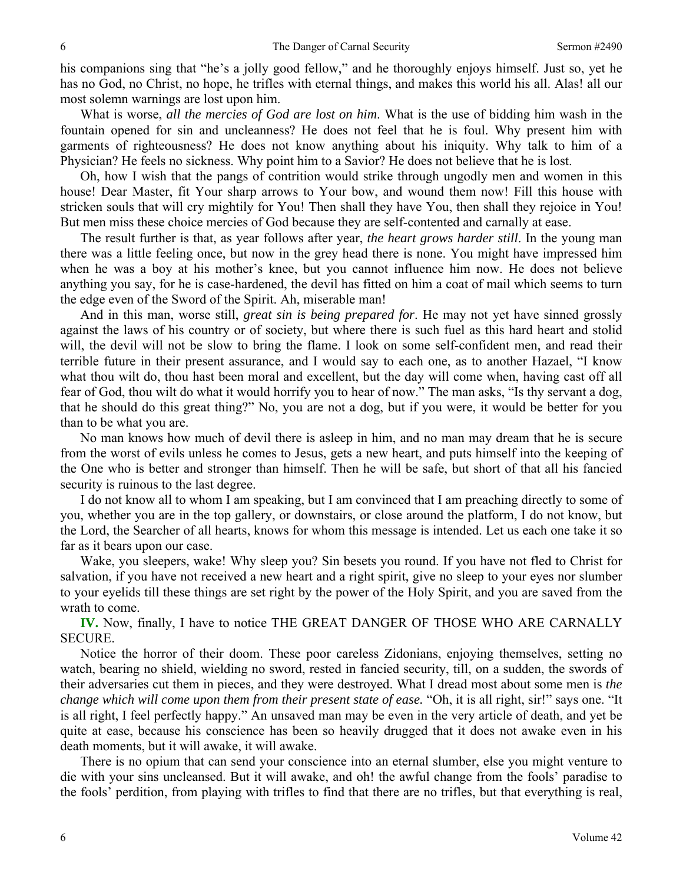his companions sing that "he's a jolly good fellow," and he thoroughly enjoys himself. Just so, yet he has no God, no Christ, no hope, he trifles with eternal things, and makes this world his all. Alas! all our most solemn warnings are lost upon him.

What is worse, *all the mercies of God are lost on him*. What is the use of bidding him wash in the fountain opened for sin and uncleanness? He does not feel that he is foul. Why present him with garments of righteousness? He does not know anything about his iniquity. Why talk to him of a Physician? He feels no sickness. Why point him to a Savior? He does not believe that he is lost.

Oh, how I wish that the pangs of contrition would strike through ungodly men and women in this house! Dear Master, fit Your sharp arrows to Your bow, and wound them now! Fill this house with stricken souls that will cry mightily for You! Then shall they have You, then shall they rejoice in You! But men miss these choice mercies of God because they are self-contented and carnally at ease.

The result further is that, as year follows after year, *the heart grows harder still*. In the young man there was a little feeling once, but now in the grey head there is none. You might have impressed him when he was a boy at his mother's knee, but you cannot influence him now. He does not believe anything you say, for he is case-hardened, the devil has fitted on him a coat of mail which seems to turn the edge even of the Sword of the Spirit. Ah, miserable man!

And in this man, worse still, *great sin is being prepared for*. He may not yet have sinned grossly against the laws of his country or of society, but where there is such fuel as this hard heart and stolid will, the devil will not be slow to bring the flame. I look on some self-confident men, and read their terrible future in their present assurance, and I would say to each one, as to another Hazael, "I know what thou wilt do, thou hast been moral and excellent, but the day will come when, having cast off all fear of God, thou wilt do what it would horrify you to hear of now." The man asks, "Is thy servant a dog, that he should do this great thing?" No, you are not a dog, but if you were, it would be better for you than to be what you are.

No man knows how much of devil there is asleep in him, and no man may dream that he is secure from the worst of evils unless he comes to Jesus, gets a new heart, and puts himself into the keeping of the One who is better and stronger than himself. Then he will be safe, but short of that all his fancied security is ruinous to the last degree.

I do not know all to whom I am speaking, but I am convinced that I am preaching directly to some of you, whether you are in the top gallery, or downstairs, or close around the platform, I do not know, but the Lord, the Searcher of all hearts, knows for whom this message is intended. Let us each one take it so far as it bears upon our case.

Wake, you sleepers, wake! Why sleep you? Sin besets you round. If you have not fled to Christ for salvation, if you have not received a new heart and a right spirit, give no sleep to your eyes nor slumber to your eyelids till these things are set right by the power of the Holy Spirit, and you are saved from the wrath to come.

**IV.** Now, finally, I have to notice THE GREAT DANGER OF THOSE WHO ARE CARNALLY SECURE.

Notice the horror of their doom. These poor careless Zidonians, enjoying themselves, setting no watch, bearing no shield, wielding no sword, rested in fancied security, till, on a sudden, the swords of their adversaries cut them in pieces, and they were destroyed. What I dread most about some men is *the change which will come upon them from their present state of ease.* "Oh, it is all right, sir!" says one. "It is all right, I feel perfectly happy." An unsaved man may be even in the very article of death, and yet be quite at ease, because his conscience has been so heavily drugged that it does not awake even in his death moments, but it will awake, it will awake.

There is no opium that can send your conscience into an eternal slumber, else you might venture to die with your sins uncleansed. But it will awake, and oh! the awful change from the fools' paradise to the fools' perdition, from playing with trifles to find that there are no trifles, but that everything is real,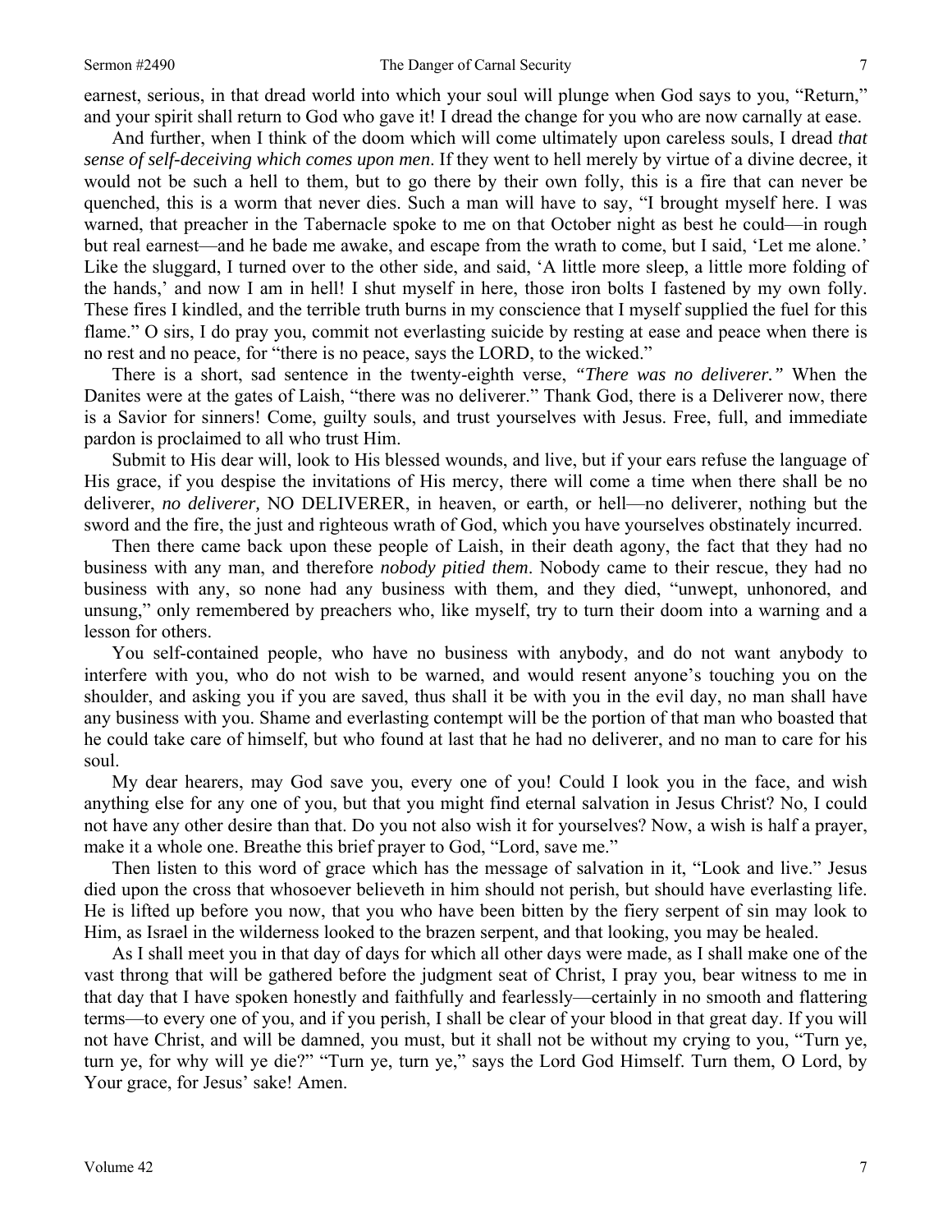earnest, serious, in that dread world into which your soul will plunge when God says to you, "Return," and your spirit shall return to God who gave it! I dread the change for you who are now carnally at ease.

And further, when I think of the doom which will come ultimately upon careless souls, I dread *that sense of self-deceiving which comes upon men*. If they went to hell merely by virtue of a divine decree, it would not be such a hell to them, but to go there by their own folly, this is a fire that can never be quenched, this is a worm that never dies. Such a man will have to say, "I brought myself here. I was warned, that preacher in the Tabernacle spoke to me on that October night as best he could—in rough but real earnest—and he bade me awake, and escape from the wrath to come, but I said, 'Let me alone.' Like the sluggard, I turned over to the other side, and said, 'A little more sleep, a little more folding of the hands,' and now I am in hell! I shut myself in here, those iron bolts I fastened by my own folly. These fires I kindled, and the terrible truth burns in my conscience that I myself supplied the fuel for this flame." O sirs, I do pray you, commit not everlasting suicide by resting at ease and peace when there is no rest and no peace, for "there is no peace, says the LORD, to the wicked."

There is a short, sad sentence in the twenty-eighth verse, *"There was no deliverer."* When the Danites were at the gates of Laish, "there was no deliverer." Thank God, there is a Deliverer now, there is a Savior for sinners! Come, guilty souls, and trust yourselves with Jesus. Free, full, and immediate pardon is proclaimed to all who trust Him.

Submit to His dear will, look to His blessed wounds, and live, but if your ears refuse the language of His grace, if you despise the invitations of His mercy, there will come a time when there shall be no deliverer, *no deliverer,* NO DELIVERER, in heaven, or earth, or hell—no deliverer, nothing but the sword and the fire, the just and righteous wrath of God, which you have yourselves obstinately incurred.

Then there came back upon these people of Laish, in their death agony, the fact that they had no business with any man, and therefore *nobody pitied them*. Nobody came to their rescue, they had no business with any, so none had any business with them, and they died, "unwept, unhonored, and unsung," only remembered by preachers who, like myself, try to turn their doom into a warning and a lesson for others.

You self-contained people, who have no business with anybody, and do not want anybody to interfere with you, who do not wish to be warned, and would resent anyone's touching you on the shoulder, and asking you if you are saved, thus shall it be with you in the evil day, no man shall have any business with you. Shame and everlasting contempt will be the portion of that man who boasted that he could take care of himself, but who found at last that he had no deliverer, and no man to care for his soul.

My dear hearers, may God save you, every one of you! Could I look you in the face, and wish anything else for any one of you, but that you might find eternal salvation in Jesus Christ? No, I could not have any other desire than that. Do you not also wish it for yourselves? Now, a wish is half a prayer, make it a whole one. Breathe this brief prayer to God, "Lord, save me."

Then listen to this word of grace which has the message of salvation in it, "Look and live." Jesus died upon the cross that whosoever believeth in him should not perish, but should have everlasting life. He is lifted up before you now, that you who have been bitten by the fiery serpent of sin may look to Him, as Israel in the wilderness looked to the brazen serpent, and that looking, you may be healed.

As I shall meet you in that day of days for which all other days were made, as I shall make one of the vast throng that will be gathered before the judgment seat of Christ, I pray you, bear witness to me in that day that I have spoken honestly and faithfully and fearlessly—certainly in no smooth and flattering terms—to every one of you, and if you perish, I shall be clear of your blood in that great day. If you will not have Christ, and will be damned, you must, but it shall not be without my crying to you, "Turn ye, turn ye, for why will ye die?" "Turn ye, turn ye," says the Lord God Himself. Turn them, O Lord, by Your grace, for Jesus' sake! Amen.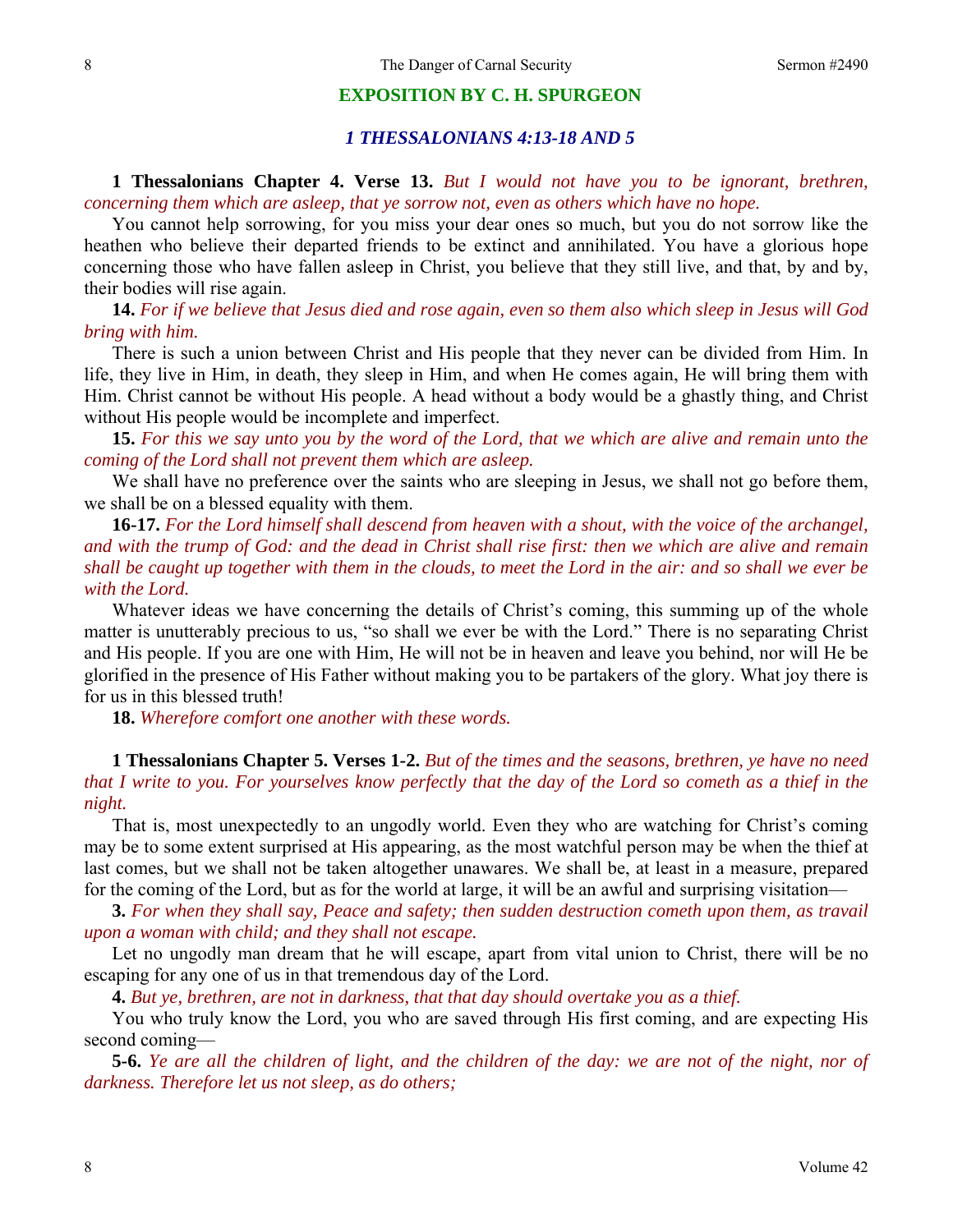## EXPOSITION BY C. H. SPURGEON

### *1 THESSALONIANS 4:13-18 AND 5*

**1 Thessalonians Chapter 4. Verse 13.** *But I would not have you to be ignorant, brethren, concerning them which are asleep, that ye sorrow not, even as others which have no hope.*

You cannot help sorrowing, for you miss your dear ones so much, but you do not sorrow like the heathen who believe their departed friends to be extinct and annihilated. You have a glorious hope concerning those who have fallen asleep in Christ, you believe that they still live, and that, by and by, their bodies will rise again.

**14.** *For if we believe that Jesus died and rose again, even so them also which sleep in Jesus will God bring with him.*

There is such a union between Christ and His people that they never can be divided from Him. In life, they live in Him, in death, they sleep in Him, and when He comes again, He will bring them with Him. Christ cannot be without His people. A head without a body would be a ghastly thing, and Christ without His people would be incomplete and imperfect.

**15.** *For this we say unto you by the word of the Lord, that we which are alive and remain unto the coming of the Lord shall not prevent them which are asleep.*

We shall have no preference over the saints who are sleeping in Jesus, we shall not go before them, we shall be on a blessed equality with them.

**16-17.** *For the Lord himself shall descend from heaven with a shout, with the voice of the archangel, and with the trump of God: and the dead in Christ shall rise first: then we which are alive and remain shall be caught up together with them in the clouds, to meet the Lord in the air: and so shall we ever be with the Lord.*

Whatever ideas we have concerning the details of Christ's coming, this summing up of the whole matter is unutterably precious to us, "so shall we ever be with the Lord." There is no separating Christ and His people. If you are one with Him, He will not be in heaven and leave you behind, nor will He be glorified in the presence of His Father without making you to be partakers of the glory. What joy there is for us in this blessed truth!

**18.** *Wherefore comfort one another with these words.*

**1 Thessalonians Chapter 5. Verses 1-2.** *But of the times and the seasons, brethren, ye have no need that I write to you. For yourselves know perfectly that the day of the Lord so cometh as a thief in the night.*

That is, most unexpectedly to an ungodly world. Even they who are watching for Christ's coming may be to some extent surprised at His appearing, as the most watchful person may be when the thief at last comes, but we shall not be taken altogether unawares. We shall be, at least in a measure, prepared for the coming of the Lord, but as for the world at large, it will be an awful and surprising visitation—

**3.** *For when they shall say, Peace and safety; then sudden destruction cometh upon them, as travail upon a woman with child; and they shall not escape.*

Let no ungodly man dream that he will escape, apart from vital union to Christ, there will be no escaping for any one of us in that tremendous day of the Lord.

**4.** *But ye, brethren, are not in darkness, that that day should overtake you as a thief.*

You who truly know the Lord, you who are saved through His first coming, and are expecting His second coming—

**5-6.** *Ye are all the children of light, and the children of the day: we are not of the night, nor of darkness. Therefore let us not sleep, as do others;*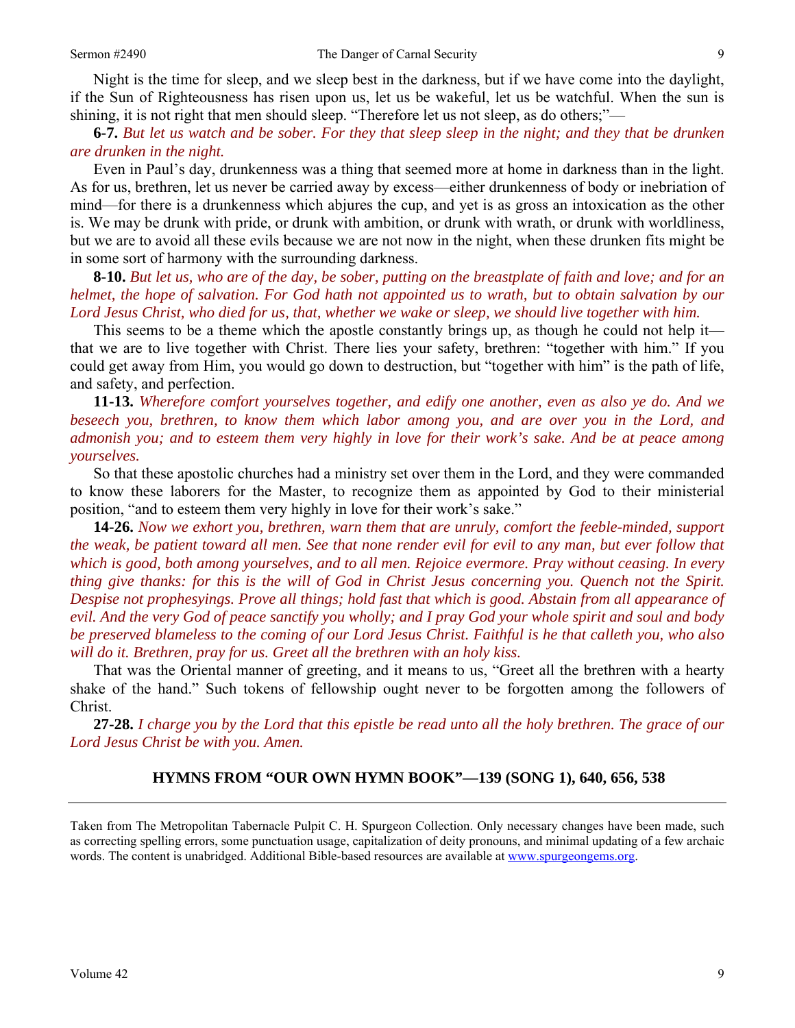Night is the time for sleep, and we sleep best in the darkness, but if we have come into the daylight, if the Sun of Righteousness has risen upon us, let us be wakeful, let us be watchful. When the sun is shining, it is not right that men should sleep. "Therefore let us not sleep, as do others;"—

**6-7.** *But let us watch and be sober. For they that sleep sleep in the night; and they that be drunken are drunken in the night.*

Even in Paul's day, drunkenness was a thing that seemed more at home in darkness than in the light. As for us, brethren, let us never be carried away by excess—either drunkenness of body or inebriation of mind—for there is a drunkenness which abjures the cup, and yet is as gross an intoxication as the other is. We may be drunk with pride, or drunk with ambition, or drunk with wrath, or drunk with worldliness, but we are to avoid all these evils because we are not now in the night, when these drunken fits might be in some sort of harmony with the surrounding darkness.

**8-10.** *But let us, who are of the day, be sober, putting on the breastplate of faith and love; and for an helmet, the hope of salvation. For God hath not appointed us to wrath, but to obtain salvation by our Lord Jesus Christ, who died for us, that, whether we wake or sleep, we should live together with him.*

This seems to be a theme which the apostle constantly brings up, as though he could not help it—that we are to live together with Christ. There lies your safety, brethren: "together with him." If you could get away from Him, you would go down to destruction, but "together with him" is the path of life, and safety, and perfection.

**11-13.** *Wherefore comfort yourselves together, and edify one another, even as also ye do. And we beseech you, brethren, to know them which labor among you, and are over you in the Lord, and admonish you; and to esteem them very highly in love for their work's sake. And be at peace among yourselves.*

So that these apostolic churches had a ministry set over them in the Lord, and they were commanded to know these laborers for the Master, to recognize them as appointed by God to their ministerial position, "and to esteem them very highly in love for their work's sake."

**14-26.** *Now we exhort you, brethren, warn them that are unruly, comfort the feeble-minded, support the weak, be patient toward all men. See that none render evil for evil to any man, but ever follow that which is good, both among yourselves, and to all men. Rejoice evermore. Pray without ceasing. In every thing give thanks: for this is the will of God in Christ Jesus concerning you. Quench not the Spirit. Despise not prophesyings. Prove all things; hold fast that which is good. Abstain from all appearance of evil. And the very God of peace sanctify you wholly; and I pray God your whole spirit and soul and body be preserved blameless to the coming of our Lord Jesus Christ. Faithful is he that calleth you, who also will do it. Brethren, pray for us. Greet all the brethren with an holy kiss.*

That was the Oriental manner of greeting, and it means to us, "Greet all the brethren with a hearty shake of the hand." Such tokens of fellowship ought never to be forgotten among the followers of Christ.

**27-28.** *I charge you by the Lord that this epistle be read unto all the holy brethren. The grace of our Lord Jesus Christ be with you. Amen.*

**HYMNS FROM "OUR OWN HYMN BOOK"—139 (SONG 1), 640, 656, 538**

---

Taken from The Metropolitan Tabernacle Pulpit C. H. Spurgeon Collection. Only necessary changes have been made, such as correcting spelling errors, some punctuation usage, capitalization of deity pronouns, and minimal updating of a few archaic words. The content is unabridged. Additional Bible-based resources are available at www.spurgeongems.org.